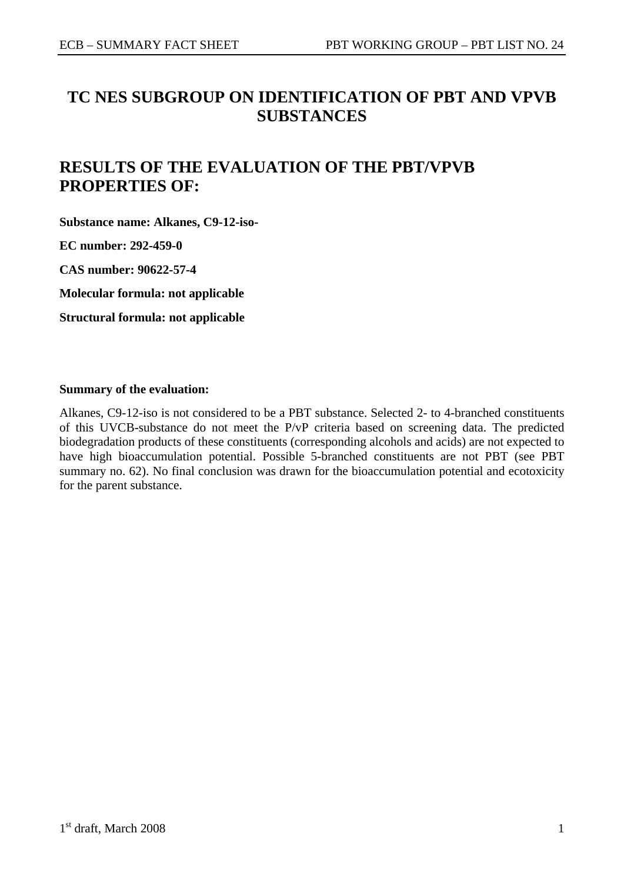# TC NES SUBGROUP ON IDENTIFICATION OF PBT AND VPVB SUBSTANCES

# RESULTS OF THE EVALUATION OF THE PBT/VPVB PROPERTIES OF:

**Substance name: Alkanes, C9-12-iso-**

**EC number: 292-459-0**

**CAS number: 90622-57-4**

**Molecular formula: not applicable**

**Structural formula: not applicable**

**Summary of the evaluation:**

Alkanes, C9-12-iso is not considered to be a PBT substance. Selected 2- to 4-branched constituents of this UVCB-substance do not meet the P/vP criteria based on screening data. The predicted biodegradation products of these constituents (corresponding alcohols and acids) are not expected to have high bioaccumulation potential. Possible 5-branched constituents are not PBT (see PBT summary no. 62). No final conclusion was drawn for the bioaccumulation potential and ecotoxicity for the parent substance.

1st draft, March 2008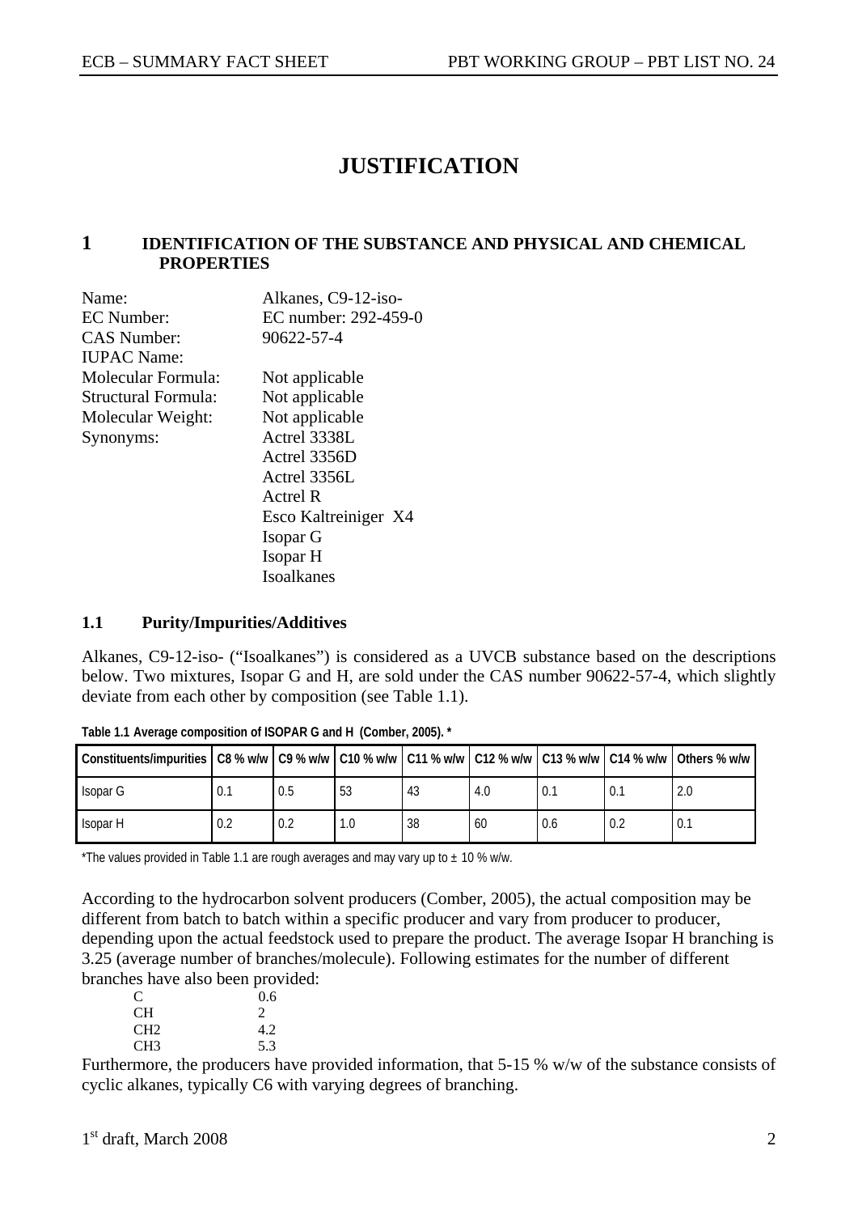# JUSTIFICATION

## 1 IDENTIFICATION OF THE SUBSTANCE AND PHYSICAL AND CHEMICAL PROPERTIES

| | |
|---|---|
| Name: | Alkanes, C9-12-iso- |
| EC Number: | EC number: 292-459-0 |
| CAS Number: | 90622-57-4 |
| IUPAC Name: | |
| Molecular Formula: | Not applicable |
| Structural Formula: | Not applicable |
| Molecular Weight: | Not applicable |
| Synonyms: | Actrel 3338L<br>Actrel 3356D<br>Actrel 3356L<br>Actrel R<br>Esco Kaltreiniger X4<br>Isopar G<br>Isopar H<br>Isoalkanes |

### 1.1 Purity/Impurities/Additives

Alkanes, C9-12-iso- ("Isoalkanes") is considered as a UVCB substance based on the descriptions below. Two mixtures, Isopar G and H, are sold under the CAS number 90622-57-4, which slightly deviate from each other by composition (see Table 1.1).

**Table 1.1 Average composition of ISOPAR G and H (Comber, 2005). ***

| Constituents/impurities | C8 % w/w | C9 % w/w | C10 % w/w | C11 % w/w | C12 % w/w | C13 % w/w | C14 % w/w | Others % w/w |
|---|---|---|---|---|---|---|---|---|
| Isopar G | 0.1 | 0.5 | 53 | 43 | 4.0 | 0.1 | 0.1 | 2.0 |
| Isopar H | 0.2 | 0.2 | 1.0 | 38 | 60 | 0.6 | 0.2 | 0.1 |

*The values provided in Table 1.1 are rough averages and may vary up to ± 10 % w/w.

According to the hydrocarbon solvent producers (Comber, 2005), the actual composition may be different from batch to batch within a specific producer and vary from producer to producer, depending upon the actual feedstock used to prepare the product. The average Isopar H branching is 3.25 (average number of branches/molecule). Following estimates for the number of different branches have also been provided:

| | |
|---|---|
| C | 0.6 |
| CH | 2 |
| CH2 | 4.2 |
| CH3 | 5.3 |

Furthermore, the producers have provided information, that 5-15 % w/w of the substance consists of cyclic alkanes, typically C6 with varying degrees of branching.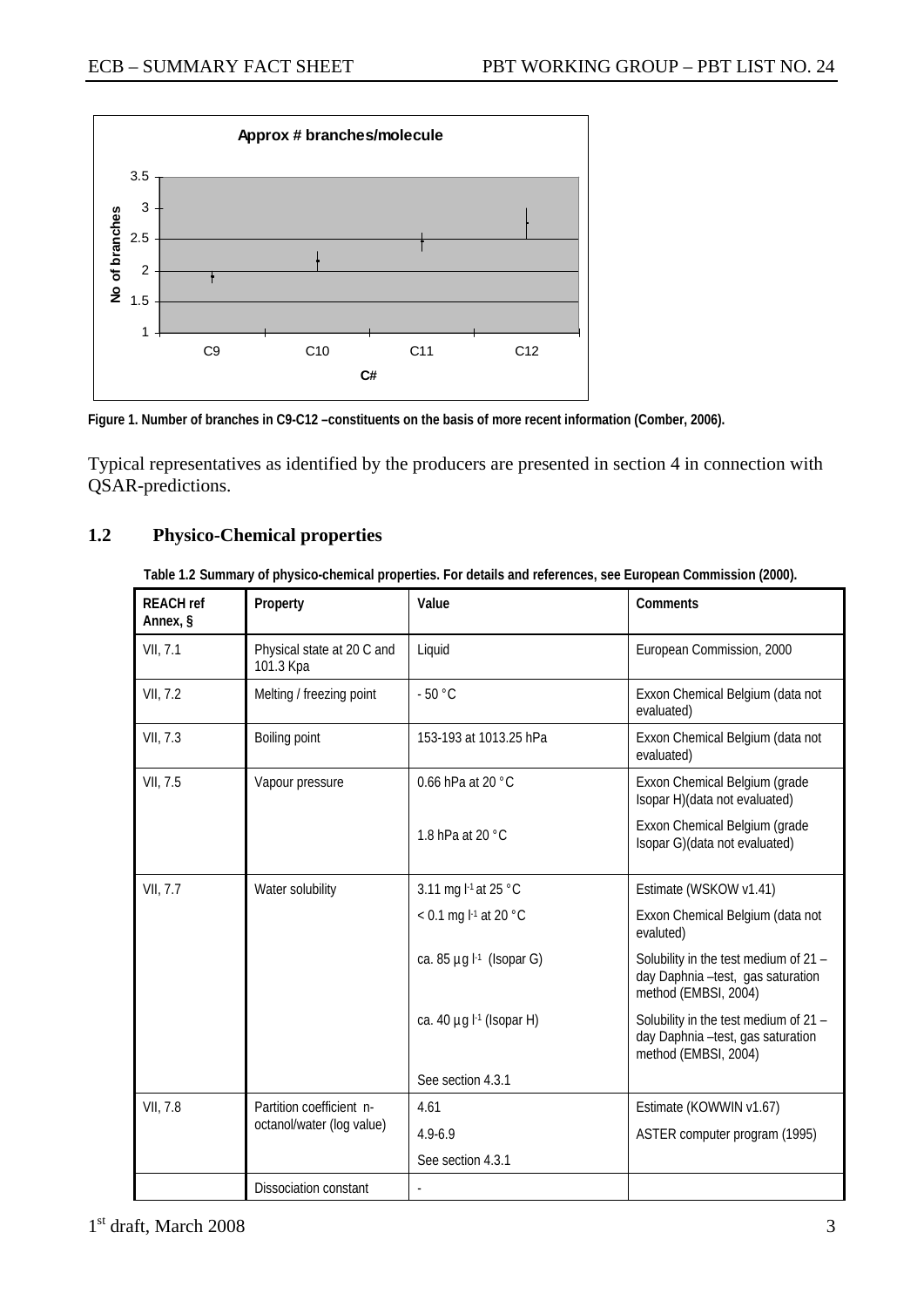Figure 1. Number of branches in C9-C12 –constituents on the basis of more recent information (Comber, 2006).

Typical representatives as identified by the producers are presented in section 4 in connection with QSAR-predictions.

## 1.2 Physico-Chemical properties

**Table 1.2 Summary of physico-chemical properties. For details and references, see European Commission (2000).**

| REACH ref Annex, § | Property | Value | Comments |
|---|---|---|---|
| VII, 7.1 | Physical state at 20 C and 101.3 Kpa | Liquid | European Commission, 2000 |
| VII, 7.2 | Melting / freezing point | - 50 °C | Exxon Chemical Belgium (data not evaluated) |
| VII, 7.3 | Boiling point | 153-193 at 1013.25 hPa | Exxon Chemical Belgium (data not evaluated) |
| VII, 7.5 | Vapour pressure | 0.66 hPa at 20 °C | Exxon Chemical Belgium (grade Isopar H)(data not evaluated) |
| | | 1.8 hPa at 20 °C | Exxon Chemical Belgium (grade Isopar G)(data not evaluated) |
| VII, 7.7 | Water solubility | 3.11 mg $l^{-1}$ at 25 °C | Estimate (WSKOW v1.41) |
| | | < 0.1 mg $l^{-1}$ at 20 °C | Exxon Chemical Belgium (data not evaluted) |
| | | ca. 85 µg $l^{-1}$ (Isopar G) | Solubility in the test medium of 21 – day Daphnia –test, gas saturation method (EMBSI, 2004) |
| | | ca. 40 µg $l^{-1}$ (Isopar H) | Solubility in the test medium of 21 – day Daphnia –test, gas saturation method (EMBSI, 2004) |
| | | See section 4.3.1 | |
| VII, 7.8 | Partition coefficient n-octanol/water (log value) | 4.61 | Estimate (KOWWIN v1.67) |
| | | 4.9-6.9 | ASTER computer program (1995) |
| | | See section 4.3.1 | |
| | Dissociation constant | - | |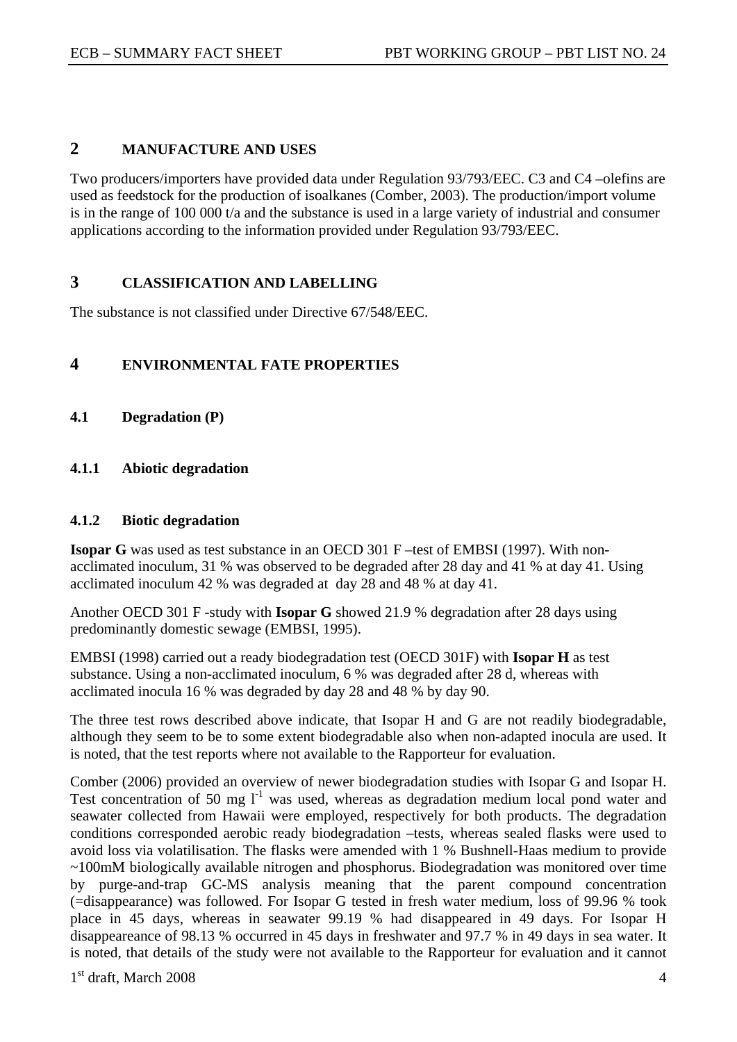## 2 MANUFACTURE AND USES

Two producers/importers have provided data under Regulation 93/793/EEC. C3 and C4 –olefins are used as feedstock for the production of isoalkanes (Comber, 2003). The production/import volume is in the range of 100 000 t/a and the substance is used in a large variety of industrial and consumer applications according to the information provided under Regulation 93/793/EEC.

## 3 CLASSIFICATION AND LABELLING

The substance is not classified under Directive 67/548/EEC.

## 4 ENVIRONMENTAL FATE PROPERTIES

### 4.1 Degradation (P)

#### 4.1.1 Abiotic degradation

#### 4.1.2 Biotic degradation

**Isopar G** was used as test substance in an OECD 301 F –test of EMBSI (1997). With non-acclimated inoculum, 31 % was observed to be degraded after 28 day and 41 % at day 41. Using acclimated inoculum 42 % was degraded at day 28 and 48 % at day 41.

Another OECD 301 F -study with **Isopar G** showed 21.9 % degradation after 28 days using predominantly domestic sewage (EMBSI, 1995).

EMBSI (1998) carried out a ready biodegradation test (OECD 301F) with **Isopar H** as test substance. Using a non-acclimated inoculum, 6 % was degraded after 28 d, whereas with acclimated inocula 16 % was degraded by day 28 and 48 % by day 90.

The three test rows described above indicate, that Isopar H and G are not readily biodegradable, although they seem to be to some extent biodegradable also when non-adapted inocula are used. It is noted, that the test reports where not available to the Rapporteur for evaluation.

Comber (2006) provided an overview of newer biodegradation studies with Isopar G and Isopar H. Test concentration of 50 mg $l^{-1}$ was used, whereas as degradation medium local pond water and seawater collected from Hawaii were employed, respectively for both products. The degradation conditions corresponded aerobic ready biodegradation –tests, whereas sealed flasks were used to avoid loss via volatilisation. The flasks were amended with 1 % Bushnell-Haas medium to provide ~100mM biologically available nitrogen and phosphorus. Biodegradation was monitored over time by purge-and-trap GC-MS analysis meaning that the parent compound concentration (=disappearance) was followed. For Isopar G tested in fresh water medium, loss of 99.96 % took place in 45 days, whereas in seawater 99.19 % had disappeared in 49 days. For Isopar H disappeareance of 98.13 % occurred in 45 days in freshwater and 97.7 % in 49 days in sea water. It is noted, that details of the study were not available to the Rapporteur for evaluation and it cannot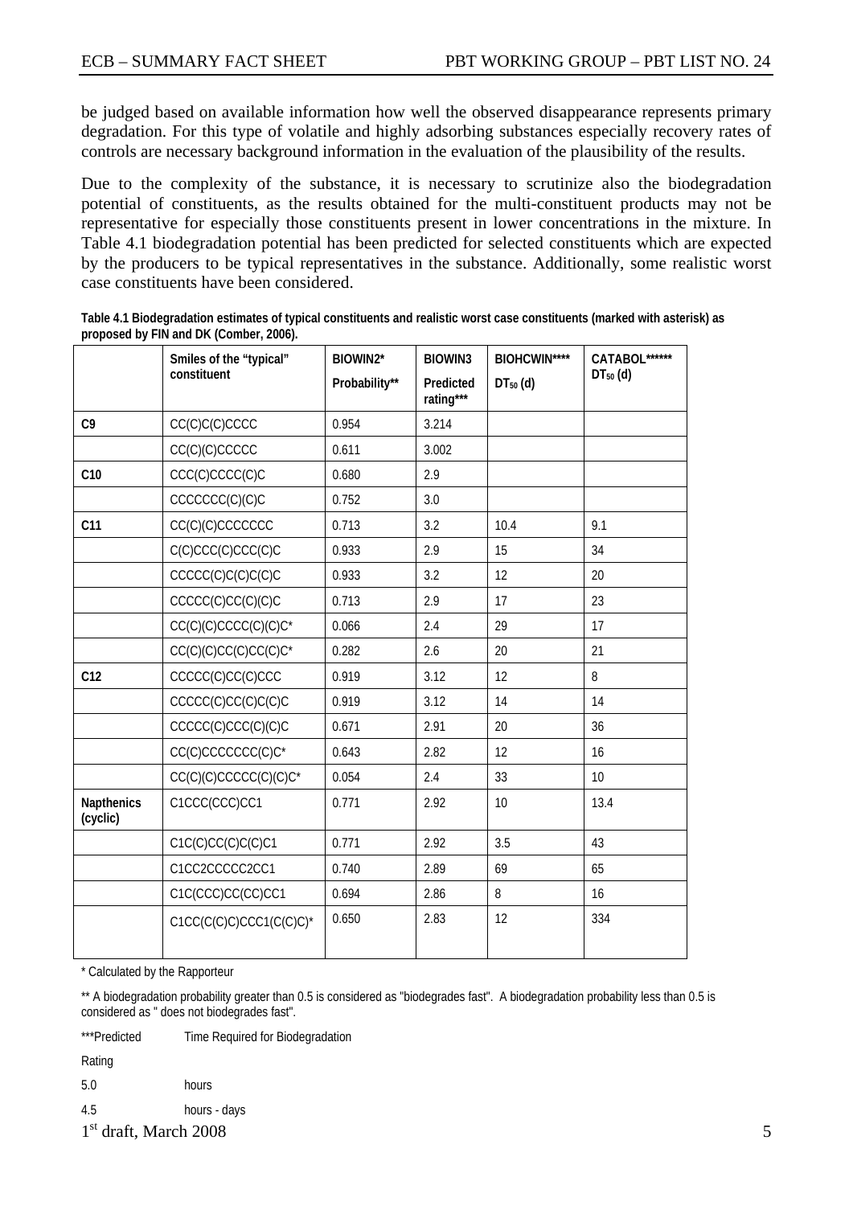be judged based on available information how well the observed disappearance represents primary degradation. For this type of volatile and highly adsorbing substances especially recovery rates of controls are necessary background information in the evaluation of the plausibility of the results.

Due to the complexity of the substance, it is necessary to scrutinize also the biodegradation potential of constituents, as the results obtained for the multi-constituent products may not be representative for especially those constituents present in lower concentrations in the mixture. In Table 4.1 biodegradation potential has been predicted for selected constituents which are expected by the producers to be typical representatives in the substance. Additionally, some realistic worst case constituents have been considered.

**Table 4.1 Biodegradation estimates of typical constituents and realistic worst case constituents (marked with asterisk) as proposed by FIN and DK (Comber, 2006).**

| | Smiles of the "typical" constituent | BIOWIN2* Probability** | BIOWIN3 Predicted rating*** | BIOHCWIN**** $DT_{50}$ (d) | CATABOL****** $DT_{50}$ (d) |
|---|---|---|---|---|---|
| C9 | CC(C)C(C)CCCC | 0.954 | 3.214 | | |
| | CC(C)(C)CCCCC | 0.611 | 3.002 | | |
| C10 | CCC(C)CCCC(C)C | 0.680 | 2.9 | | |
| | CCCCCCC(C)(C)C | 0.752 | 3.0 | | |
| C11 | CC(C)(C)CCCCCCC | 0.713 | 3.2 | 10.4 | 9.1 |
| | C(C)CCC(C)CCC(C)C | 0.933 | 2.9 | 15 | 34 |
| | CCCCC(C)C(C)C(C)C | 0.933 | 3.2 | 12 | 20 |
| | CCCCC(C)CC(C)(C)C | 0.713 | 2.9 | 17 | 23 |
| | CC(C)(C)CCCC(C)(C)C* | 0.066 | 2.4 | 29 | 17 |
| | CC(C)(C)CC(C)CC(C)C* | 0.282 | 2.6 | 20 | 21 |
| C12 | CCCCC(C)CC(C)CCC | 0.919 | 3.12 | 12 | 8 |
| | CCCCC(C)CC(C)C(C)C | 0.919 | 3.12 | 14 | 14 |
| | CCCCC(C)CCC(C)(C)C | 0.671 | 2.91 | 20 | 36 |
| | CC(C)CCCCCCC(C)C* | 0.643 | 2.82 | 12 | 16 |
| | CC(C)(C)CCCCC(C)(C)C* | 0.054 | 2.4 | 33 | 10 |
| Napthenics (cyclic) | C1CCC(CCC)CC1 | 0.771 | 2.92 | 10 | 13.4 |
| | C1C(C)CC(C)C(C)C1 | 0.771 | 2.92 | 3.5 | 43 |
| | C1CC2CCCCC2CC1 | 0.740 | 2.89 | 69 | 65 |
| | C1C(CCC)CC(CC)CC1 | 0.694 | 2.86 | 8 | 16 |
| | C1CC(C(C)C)CCC1(C(C)C)* | 0.650 | 2.83 | 12 | 334 |

\* Calculated by the Rapporteur

** A biodegradation probability greater than 0.5 is considered as "biodegrades fast". A biodegradation probability less than 0.5 is considered as " does not biodegrades fast".

***Predicted Rating Time Required for Biodegradation

5.0 hours

4.5 hours - days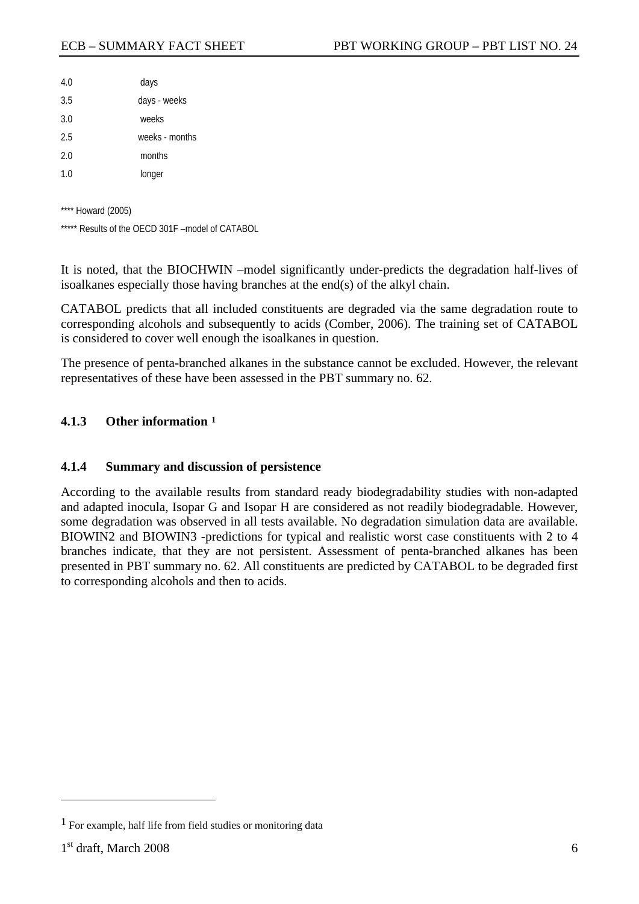| | |
|---|---|
| 4.0 | days |
| 3.5 | days - weeks |
| 3.0 | weeks |
| 2.5 | weeks - months |
| 2.0 | months |
| 1.0 | longer |

**** Howard (2005)

***** Results of the OECD 301F –model of CATABOL

It is noted, that the BIOCHWIN –model significantly under-predicts the degradation half-lives of isoalkanes especially those having branches at the end(s) of the alkyl chain.

CATABOL predicts that all included constituents are degraded via the same degradation route to corresponding alcohols and subsequently to acids (Comber, 2006). The training set of CATABOL is considered to cover well enough the isoalkanes in question.

The presence of penta-branched alkanes in the substance cannot be excluded. However, the relevant representatives of these have been assessed in the PBT summary no. 62.

### 4.1.3 Other information [1]

### 4.1.4 Summary and discussion of persistence

According to the available results from standard ready biodegradability studies with non-adapted and adapted inocula, Isopar G and Isopar H are considered as not readily biodegradable. However, some degradation was observed in all tests available. No degradation simulation data are available. BIOWIN2 and BIOWIN3 -predictions for typical and realistic worst case constituents with 2 to 4 branches indicate, that they are not persistent. Assessment of penta-branched alkanes has been presented in PBT summary no. 62. All constituents are predicted by CATABOL to be degraded first to corresponding alcohols and then to acids.

[1] For example, half life from field studies or monitoring data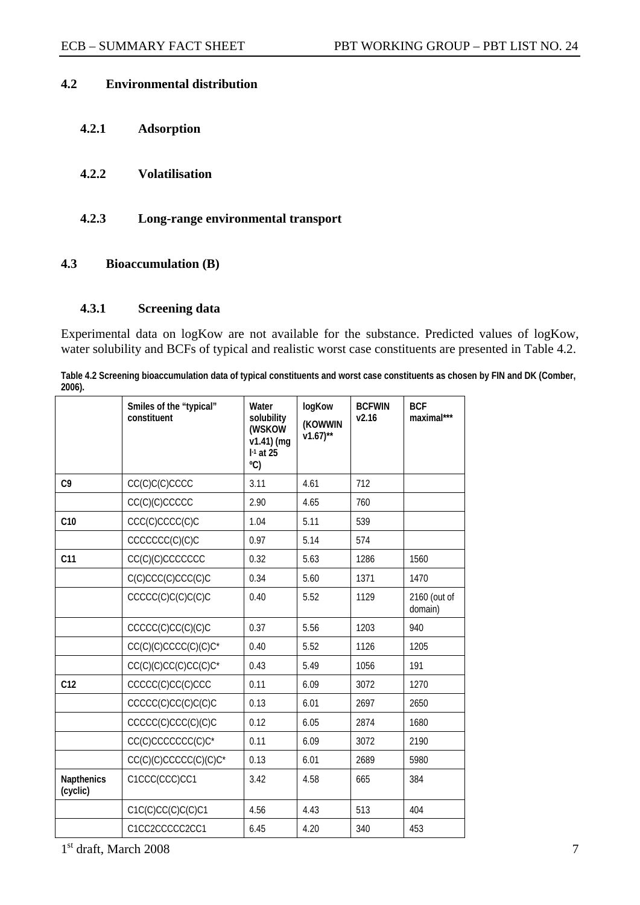## 4.2 Environmental distribution

### 4.2.1 Adsorption

### 4.2.2 Volatilisation

### 4.2.3 Long-range environmental transport

## 4.3 Bioaccumulation (B)

### 4.3.1 Screening data

Experimental data on logKow are not available for the substance. Predicted values of logKow, water solubility and BCFs of typical and realistic worst case constituents are presented in Table 4.2.

**Table 4.2 Screening bioaccumulation data of typical constituents and worst case constituents as chosen by FIN and DK (Comber, 2006).**

| | Smiles of the "typical" constituent | Water solubility (WSKOW v1.41) (mg $l^{-1}$ at 25 ºC) | logKow (KOWWIN v1.67)** | BCFWIN v2.16 | BCF maximal*** |
|---|---|---|---|---|---|
| C9 | CC(C)C(C)CCCC | 3.11 | 4.61 | 712 | |
| | CC(C)(C)CCCCC | 2.90 | 4.65 | 760 | |
| C10 | CCC(C)CCCC(C)C | 1.04 | 5.11 | 539 | |
| | CCCCCCC(C)(C)C | 0.97 | 5.14 | 574 | |
| C11 | CC(C)(C)CCCCCCC | 0.32 | 5.63 | 1286 | 1560 |
| | C(C)CCC(C)CCC(C)C | 0.34 | 5.60 | 1371 | 1470 |
| | CCCCC(C)C(C)C(C)C | 0.40 | 5.52 | 1129 | 2160 (out of domain) |
| | CCCCC(C)CC(C)(C)C | 0.37 | 5.56 | 1203 | 940 |
| | CC(C)(C)CCCC(C)(C)C* | 0.40 | 5.52 | 1126 | 1205 |
| | CC(C)(C)CC(C)CC(C)C* | 0.43 | 5.49 | 1056 | 191 |
| C12 | CCCCC(C)CC(C)CCC | 0.11 | 6.09 | 3072 | 1270 |
| | CCCCC(C)CC(C)C(C)C | 0.13 | 6.01 | 2697 | 2650 |
| | CCCCC(C)CCC(C)(C)C | 0.12 | 6.05 | 2874 | 1680 |
| | CC(C)CCCCCCC(C)C* | 0.11 | 6.09 | 3072 | 2190 |
| | CC(C)(C)CCCCC(C)(C)C* | 0.13 | 6.01 | 2689 | 5980 |
| Napthenics (cyclic) | C1CCC(CCC)CC1 | 3.42 | 4.58 | 665 | 384 |
| | C1C(C)CC(C)C(C)C1 | 4.56 | 4.43 | 513 | 404 |
| | C1CC2CCCCC2CC1 | 6.45 | 4.20 | 340 | 453 |

1st draft, March 2008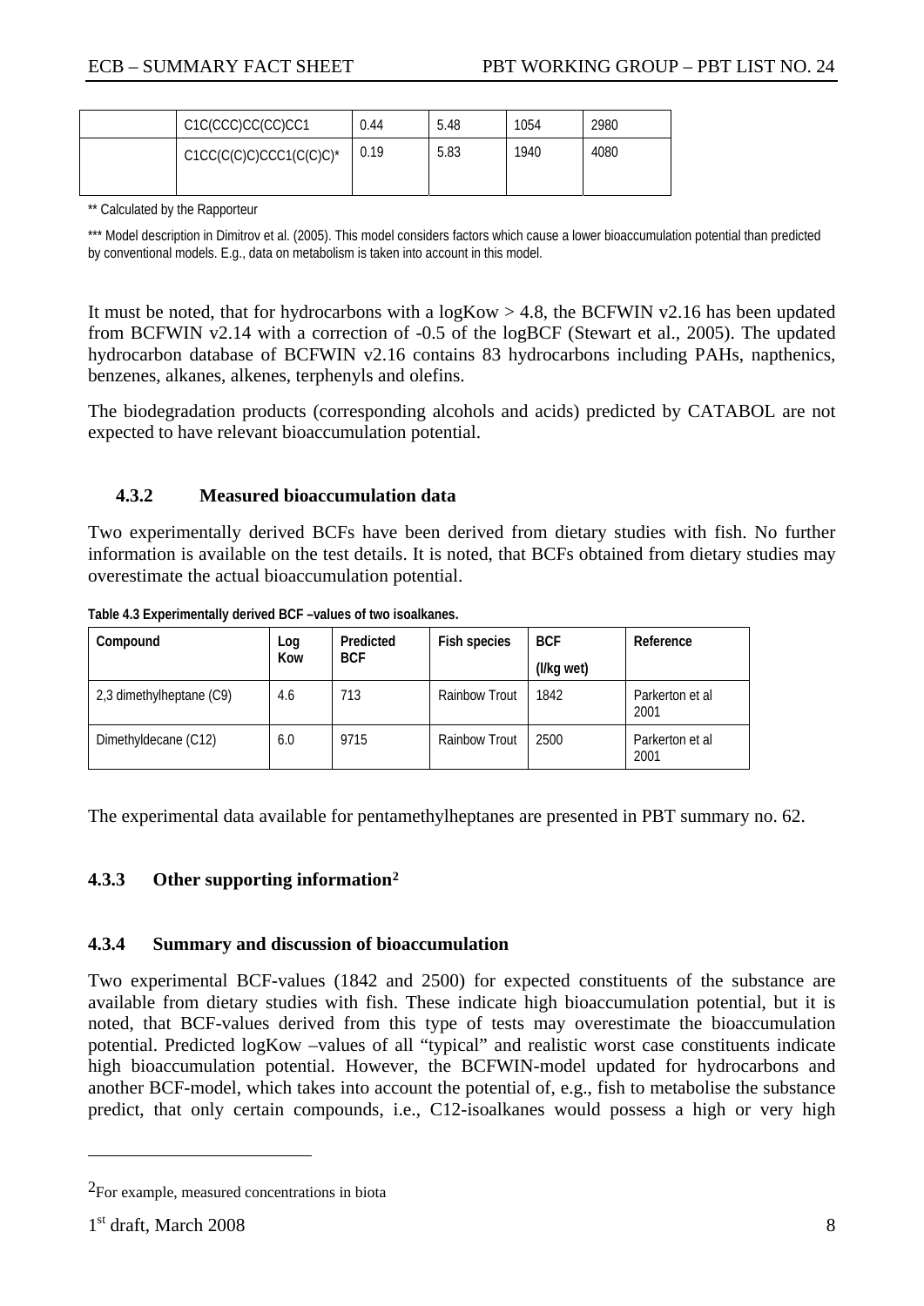|  | C1C(CCC)CC(CC)CC1 | 0.44 | 5.48 | 1054 | 2980 |
| --- | --- | --- | --- | --- | --- |
|  | C1CC(C(C)C)CCC1(C(C)C)* | 0.19 | 5.83 | 1940 | 4080 |

** Calculated by the Rapporteur

*** Model description in Dimitrov et al. (2005). This model considers factors which cause a lower bioaccumulation potential than predicted by conventional models. E.g., data on metabolism is taken into account in this model.

It must be noted, that for hydrocarbons with a logKow > 4.8, the BCFWIN v2.16 has been updated from BCFWIN v2.14 with a correction of -0.5 of the logBCF (Stewart et al., 2005). The updated hydrocarbon database of BCFWIN v2.16 contains 83 hydrocarbons including PAHs, napthenics, benzenes, alkanes, alkenes, terphenyls and olefins.

The biodegradation products (corresponding alcohols and acids) predicted by CATABOL are not expected to have relevant bioaccumulation potential.

### 4.3.2 Measured bioaccumulation data

Two experimentally derived BCFs have been derived from dietary studies with fish. No further information is available on the test details. It is noted, that BCFs obtained from dietary studies may overestimate the actual bioaccumulation potential.

**Table 4.3 Experimentally derived BCF –values of two isoalkanes.**

| Compound | Log Kow | Predicted BCF | Fish species | BCF (l/kg wet) | Reference |
| --- | --- | --- | --- | --- | --- |
| 2,3 dimethylheptane (C9) | 4.6 | 713 | Rainbow Trout | 1842 | Parkerton et al 2001 |
| Dimethyldecane (C12) | 6.0 | 9715 | Rainbow Trout | 2500 | Parkerton et al 2001 |

The experimental data available for pentamethylheptanes are presented in PBT summary no. 62.

### 4.3.3 Other supporting information[2]

### 4.3.4 Summary and discussion of bioaccumulation

Two experimental BCF-values (1842 and 2500) for expected constituents of the substance are available from dietary studies with fish. These indicate high bioaccumulation potential, but it is noted, that BCF-values derived from this type of tests may overestimate the bioaccumulation potential. Predicted logKow –values of all "typical" and realistic worst case constituents indicate high bioaccumulation potential. However, the BCFWIN-model updated for hydrocarbons and another BCF-model, which takes into account the potential of, e.g., fish to metabolise the substance predict, that only certain compounds, i.e., C12-isoalkanes would possess a high or very high

[2] For example, measured concentrations in biota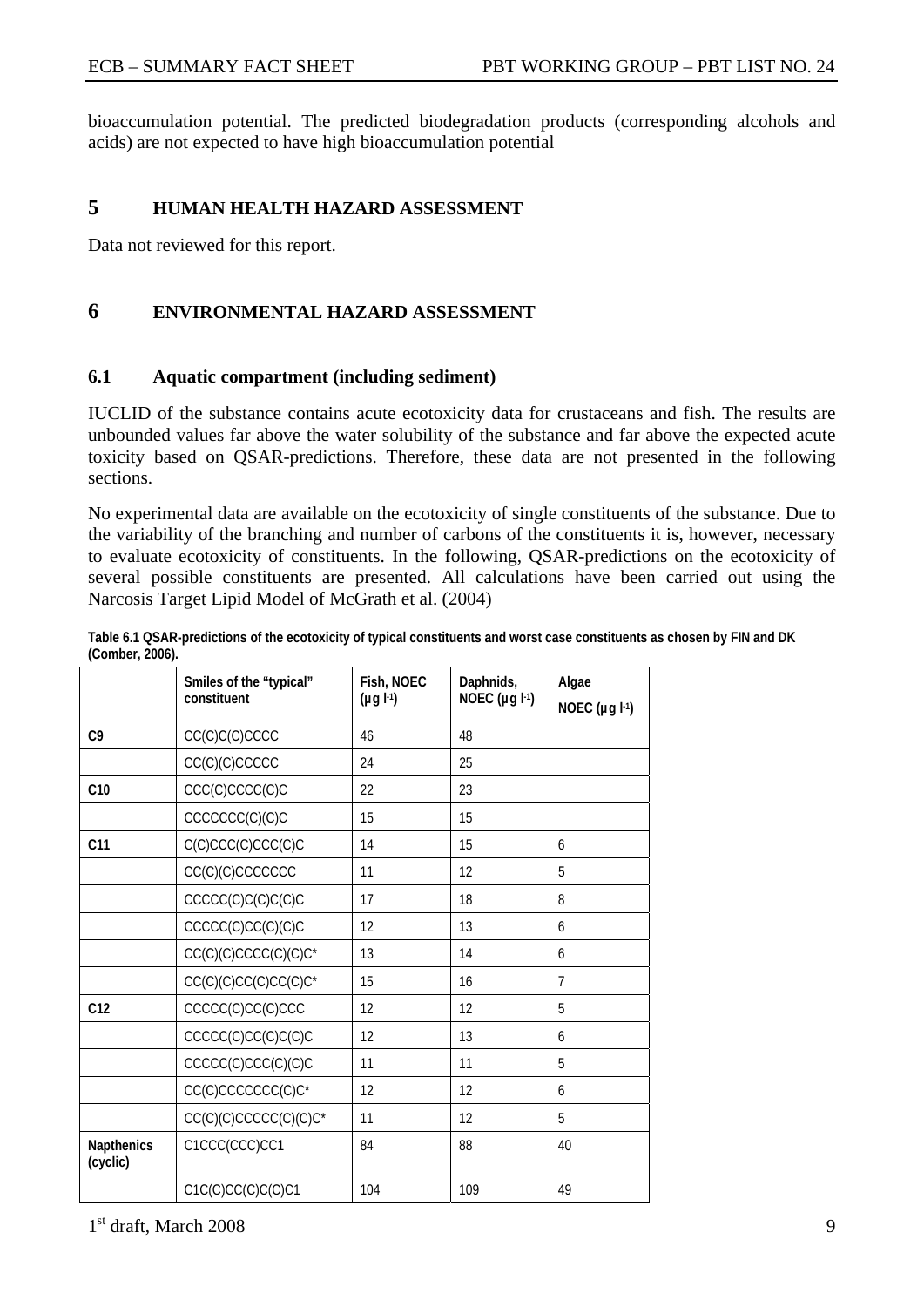bioaccumulation potential. The predicted biodegradation products (corresponding alcohols and acids) are not expected to have high bioaccumulation potential

# 5 HUMAN HEALTH HAZARD ASSESSMENT

Data not reviewed for this report.

# 6 ENVIRONMENTAL HAZARD ASSESSMENT

## 6.1 Aquatic compartment (including sediment)

IUCLID of the substance contains acute ecotoxicity data for crustaceans and fish. The results are unbounded values far above the water solubility of the substance and far above the expected acute toxicity based on QSAR-predictions. Therefore, these data are not presented in the following sections.

No experimental data are available on the ecotoxicity of single constituents of the substance. Due to the variability of the branching and number of carbons of the constituents it is, however, necessary to evaluate ecotoxicity of constituents. In the following, QSAR-predictions on the ecotoxicity of several possible constituents are presented. All calculations have been carried out using the Narcosis Target Lipid Model of McGrath et al. (2004)

**Table 6.1 QSAR-predictions of the ecotoxicity of typical constituents and worst case constituents as chosen by FIN and DK (Comber, 2006).**

| | Smiles of the "typical" constituent | Fish, NOEC (μg $l^{-1}$) | Daphnids, NOEC (μg $l^{-1}$) | Algae NOEC (μg $l^{-1}$) |
|---|---|---|---|---|
| **C9** | CC(C)C(C)CCCC | 46 | 48 | |
| | CC(C)(C)CCCCC | 24 | 25 | |
| **C10** | CCC(C)CCCC(C)C | 22 | 23 | |
| | CCCCCCC(C)(C)C | 15 | 15 | |
| **C11** | C(C)CCC(C)CCC(C)C | 14 | 15 | 6 |
| | CC(C)(C)CCCCCCC | 11 | 12 | 5 |
| | CCCCC(C)C(C)C(C)C | 17 | 18 | 8 |
| | CCCCC(C)CC(C)(C)C | 12 | 13 | 6 |
| | CC(C)(C)CCCC(C)(C)C* | 13 | 14 | 6 |
| | CC(C)(C)CC(C)CC(C)C* | 15 | 16 | 7 |
| **C12** | CCCCC(C)CC(C)CCC | 12 | 12 | 5 |
| | CCCCC(C)CC(C)C(C)C | 12 | 13 | 6 |
| | CCCCC(C)CCC(C)(C)C | 11 | 11 | 5 |
| | CC(C)CCCCCCC(C)C* | 12 | 12 | 6 |
| | CC(C)(C)CCCCC(C)(C)C* | 11 | 12 | 5 |
| **Napthenics (cyclic)** | C1CCC(CCC)CC1 | 84 | 88 | 40 |
| | C1C(C)CC(C)C(C)C1 | 104 | 109 | 49 |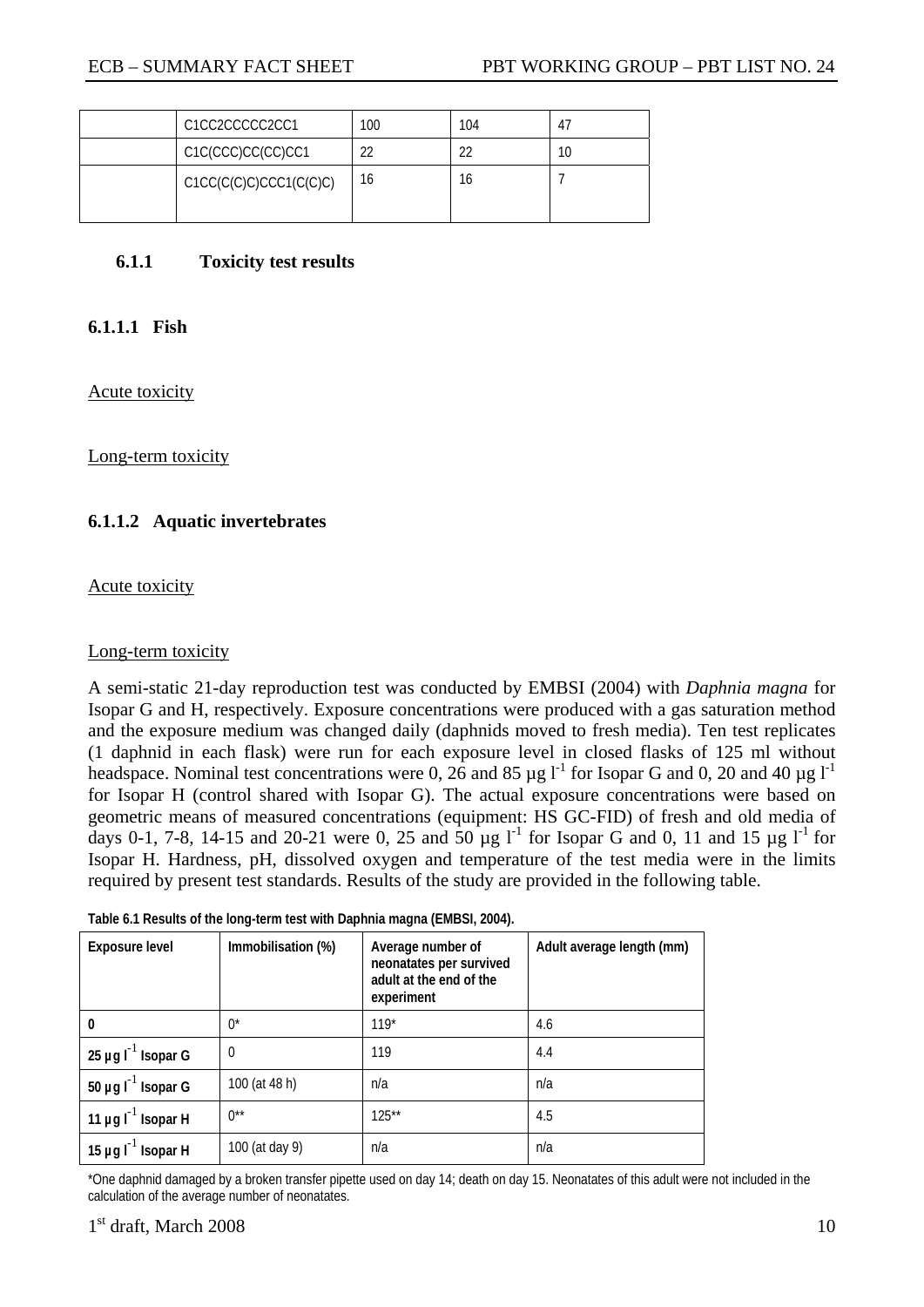|  | C1CC2CCCCC2CC1 | 100 | 104 | 47 |
|---|---|---|---|---|
|  | C1C(CCC)CC(CC)CC1 | 22 | 22 | 10 |
|  | C1CC(C(C)C)CCC1(C(C)C) | 16 | 16 | 7 |

### 6.1.1 Toxicity test results

#### 6.1.1.1 Fish

Acute toxicity

Long-term toxicity

#### 6.1.1.2 Aquatic invertebrates

Acute toxicity

Long-term toxicity

A semi-static 21-day reproduction test was conducted by EMBSI (2004) with *Daphnia magna* for Isopar G and H, respectively. Exposure concentrations were produced with a gas saturation method and the exposure medium was changed daily (daphnids moved to fresh media). Ten test replicates (1 daphnid in each flask) were run for each exposure level in closed flasks of 125 ml without headspace. Nominal test concentrations were 0, 26 and 85 µg $l^{-1}$ for Isopar G and 0, 20 and 40 µg $l^{-1}$ for Isopar H (control shared with Isopar G). The actual exposure concentrations were based on geometric means of measured concentrations (equipment: HS GC-FID) of fresh and old media of days 0-1, 7-8, 14-15 and 20-21 were 0, 25 and 50 µg $l^{-1}$ for Isopar G and 0, 11 and 15 µg $l^{-1}$ for Isopar H. Hardness, pH, dissolved oxygen and temperature of the test media were in the limits required by present test standards. Results of the study are provided in the following table.

**Table 6.1 Results of the long-term test with Daphnia magna (EMBSI, 2004).**

| Exposure level | Immobilisation (%) | Average number of neonatates per survived adult at the end of the experiment | Adult average length (mm) |
|---|---|---|---|
| **0** | 0* | 119* | 4.6 |
| **25 µg $l^{-1}$ Isopar G** | 0 | 119 | 4.4 |
| **50 µg $l^{-1}$ Isopar G** | 100 (at 48 h) | n/a | n/a |
| **11 µg $l^{-1}$ Isopar H** | 0** | 125** | 4.5 |
| **15 µg $l^{-1}$ Isopar H** | 100 (at day 9) | n/a | n/a |

*One daphnid damaged by a broken transfer pipette used on day 14; death on day 15. Neonatates of this adult were not included in the calculation of the average number of neonatates.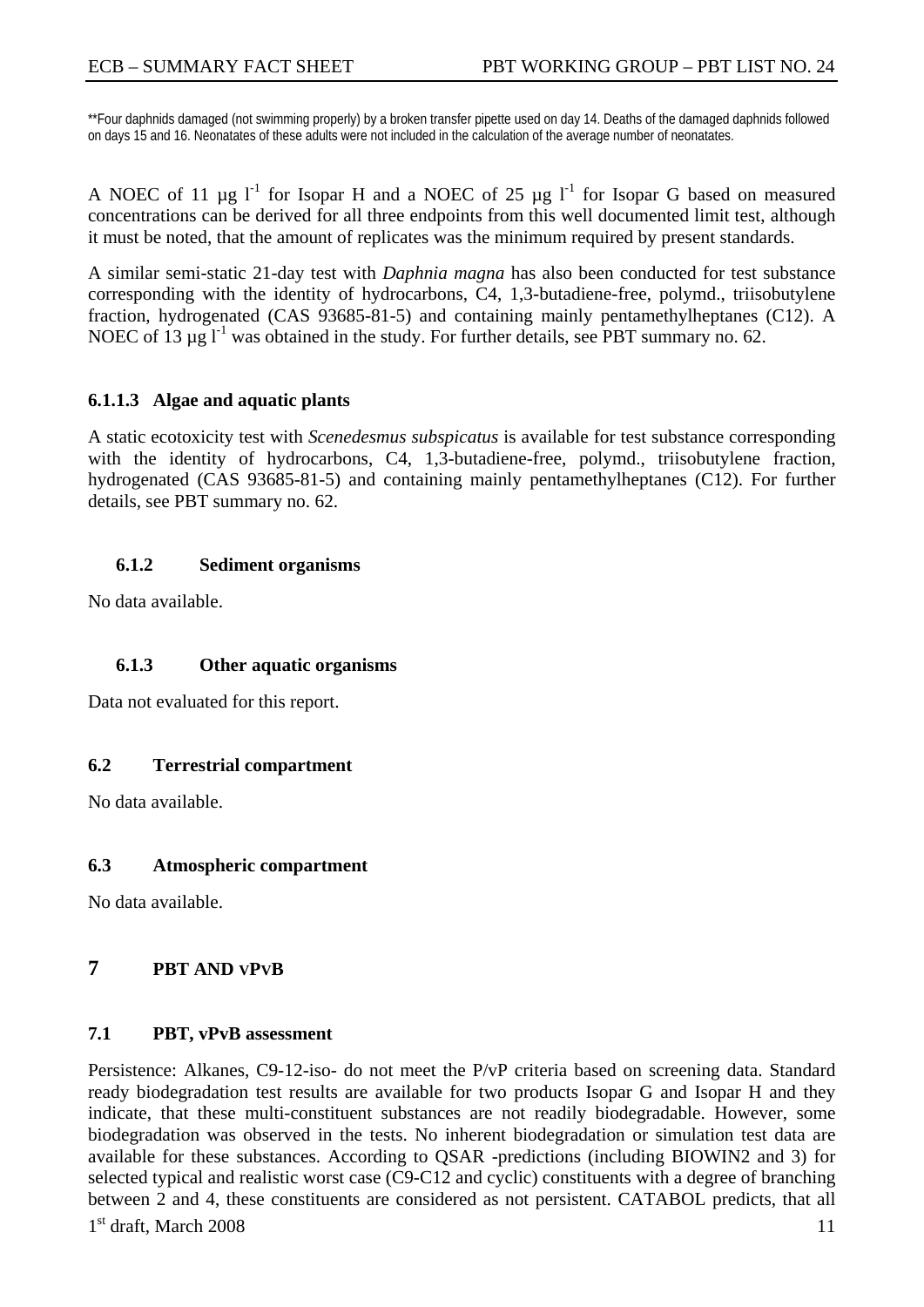**Four daphnids damaged (not swimming properly) by a broken transfer pipette used on day 14. Deaths of the damaged daphnids followed on days 15 and 16. Neonatates of these adults were not included in the calculation of the average number of neonatates.

A NOEC of 11 µg $l^{-1}$ for Isopar H and a NOEC of 25 µg $l^{-1}$ for Isopar G based on measured concentrations can be derived for all three endpoints from this well documented limit test, although it must be noted, that the amount of replicates was the minimum required by present standards.

A similar semi-static 21-day test with *Daphnia magna* has also been conducted for test substance corresponding with the identity of hydrocarbons, C4, 1,3-butadiene-free, polymd., triisobutylene fraction, hydrogenated (CAS 93685-81-5) and containing mainly pentamethylheptanes (C12). A NOEC of 13 µg $l^{-1}$ was obtained in the study. For further details, see PBT summary no. 62.

#### 6.1.1.3 Algae and aquatic plants

A static ecotoxicity test with *Scenedesmus subspicatus* is available for test substance corresponding with the identity of hydrocarbons, C4, 1,3-butadiene-free, polymd., triisobutylene fraction, hydrogenated (CAS 93685-81-5) and containing mainly pentamethylheptanes (C12). For further details, see PBT summary no. 62.

### 6.1.2 Sediment organisms

No data available.

### 6.1.3 Other aquatic organisms

Data not evaluated for this report.

### 6.2 Terrestrial compartment

No data available.

### 6.3 Atmospheric compartment

No data available.

# 7 PBT AND vPvB

## 7.1 PBT, vPvB assessment

Persistence: Alkanes, C9-12-iso- do not meet the P/vP criteria based on screening data. Standard ready biodegradation test results are available for two products Isopar G and Isopar H and they indicate, that these multi-constituent substances are not readily biodegradable. However, some biodegradation was observed in the tests. No inherent biodegradation or simulation test data are available for these substances. According to QSAR -predictions (including BIOWIN2 and 3) for selected typical and realistic worst case (C9-C12 and cyclic) constituents with a degree of branching between 2 and 4, these constituents are considered as not persistent. CATABOL predicts, that all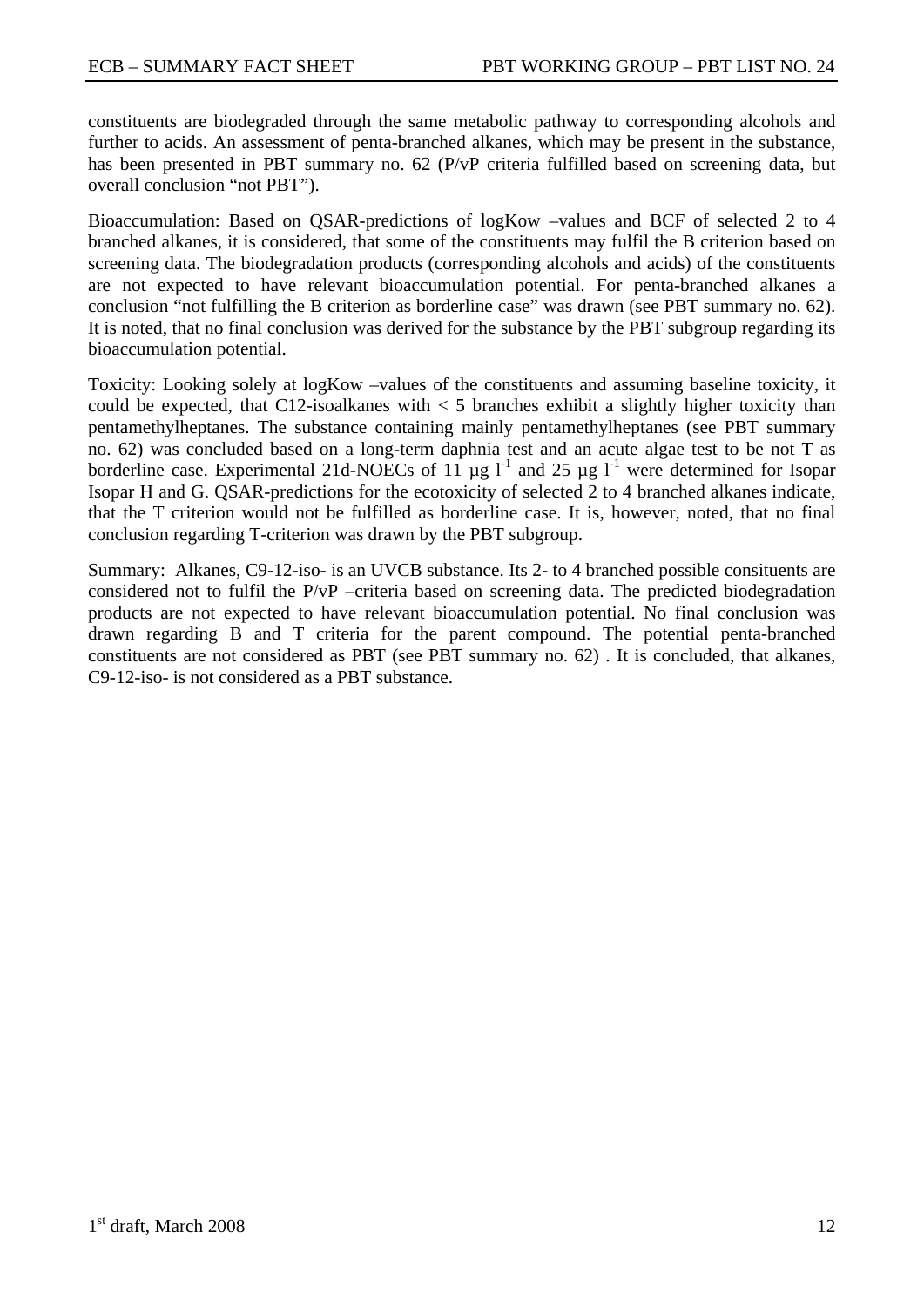constituents are biodegraded through the same metabolic pathway to corresponding alcohols and further to acids. An assessment of penta-branched alkanes, which may be present in the substance, has been presented in PBT summary no. 62 (P/vP criteria fulfilled based on screening data, but overall conclusion "not PBT").

Bioaccumulation: Based on QSAR-predictions of logKow –values and BCF of selected 2 to 4 branched alkanes, it is considered, that some of the constituents may fulfil the B criterion based on screening data. The biodegradation products (corresponding alcohols and acids) of the constituents are not expected to have relevant bioaccumulation potential. For penta-branched alkanes a conclusion "not fulfilling the B criterion as borderline case" was drawn (see PBT summary no. 62). It is noted, that no final conclusion was derived for the substance by the PBT subgroup regarding its bioaccumulation potential.

Toxicity: Looking solely at logKow –values of the constituents and assuming baseline toxicity, it could be expected, that C12-isoalkanes with < 5 branches exhibit a slightly higher toxicity than pentamethylheptanes. The substance containing mainly pentamethylheptanes (see PBT summary no. 62) was concluded based on a long-term daphnia test and an acute algae test to be not T as borderline case. Experimental 21d-NOECs of 11 µg $l^{-1}$ and 25 µg $l^{-1}$ were determined for Isopar Isopar H and G. QSAR-predictions for the ecotoxicity of selected 2 to 4 branched alkanes indicate, that the T criterion would not be fulfilled as borderline case. It is, however, noted, that no final conclusion regarding T-criterion was drawn by the PBT subgroup.

Summary: Alkanes, C9-12-iso- is an UVCB substance. Its 2- to 4 branched possible consituents are considered not to fulfil the P/vP –criteria based on screening data. The predicted biodegradation products are not expected to have relevant bioaccumulation potential. No final conclusion was drawn regarding B and T criteria for the parent compound. The potential penta-branched constituents are not considered as PBT (see PBT summary no. 62) . It is concluded, that alkanes, C9-12-iso- is not considered as a PBT substance.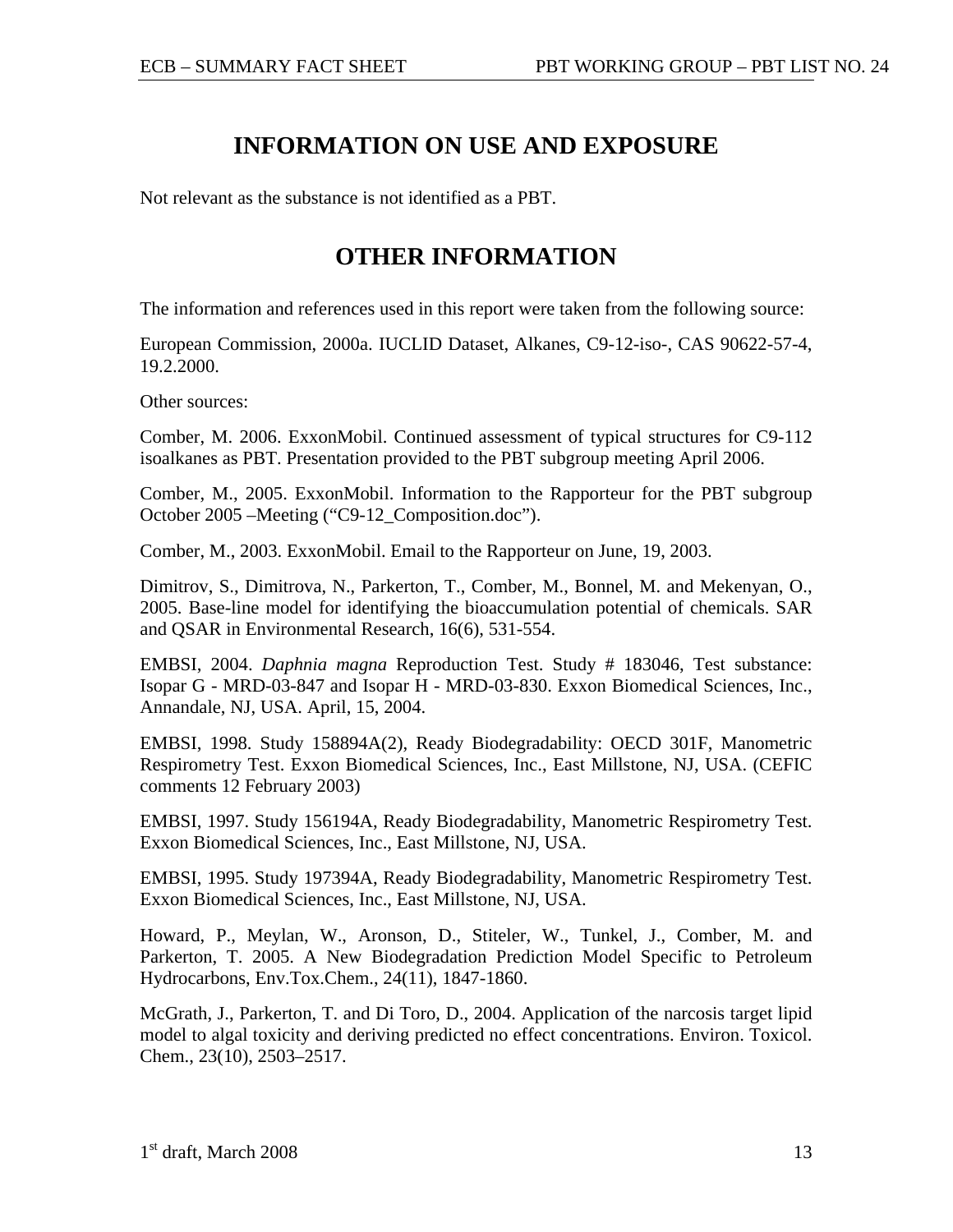## INFORMATION ON USE AND EXPOSURE

Not relevant as the substance is not identified as a PBT.

## OTHER INFORMATION

The information and references used in this report were taken from the following source:

European Commission, 2000a. IUCLID Dataset, Alkanes, C9-12-iso-, CAS 90622-57-4, 19.2.2000.

Other sources:

Comber, M. 2006. ExxonMobil. Continued assessment of typical structures for C9-112 isoalkanes as PBT. Presentation provided to the PBT subgroup meeting April 2006.

Comber, M., 2005. ExxonMobil. Information to the Rapporteur for the PBT subgroup October 2005 –Meeting ("C9-12_Composition.doc").

Comber, M., 2003. ExxonMobil. Email to the Rapporteur on June, 19, 2003.

Dimitrov, S., Dimitrova, N., Parkerton, T., Comber, M., Bonnel, M. and Mekenyan, O., 2005. Base-line model for identifying the bioaccumulation potential of chemicals. SAR and QSAR in Environmental Research, 16(6), 531-554.

EMBSI, 2004. *Daphnia magna* Reproduction Test. Study # 183046, Test substance: Isopar G - MRD-03-847 and Isopar H - MRD-03-830. Exxon Biomedical Sciences, Inc., Annandale, NJ, USA. April, 15, 2004.

EMBSI, 1998. Study 158894A(2), Ready Biodegradability: OECD 301F, Manometric Respirometry Test. Exxon Biomedical Sciences, Inc., East Millstone, NJ, USA. (CEFIC comments 12 February 2003)

EMBSI, 1997. Study 156194A, Ready Biodegradability, Manometric Respirometry Test. Exxon Biomedical Sciences, Inc., East Millstone, NJ, USA.

EMBSI, 1995. Study 197394A, Ready Biodegradability, Manometric Respirometry Test. Exxon Biomedical Sciences, Inc., East Millstone, NJ, USA.

Howard, P., Meylan, W., Aronson, D., Stiteler, W., Tunkel, J., Comber, M. and Parkerton, T. 2005. A New Biodegradation Prediction Model Specific to Petroleum Hydrocarbons, Env.Tox.Chem., 24(11), 1847-1860.

McGrath, J., Parkerton, T. and Di Toro, D., 2004. Application of the narcosis target lipid model to algal toxicity and deriving predicted no effect concentrations. Environ. Toxicol. Chem., 23(10), 2503–2517.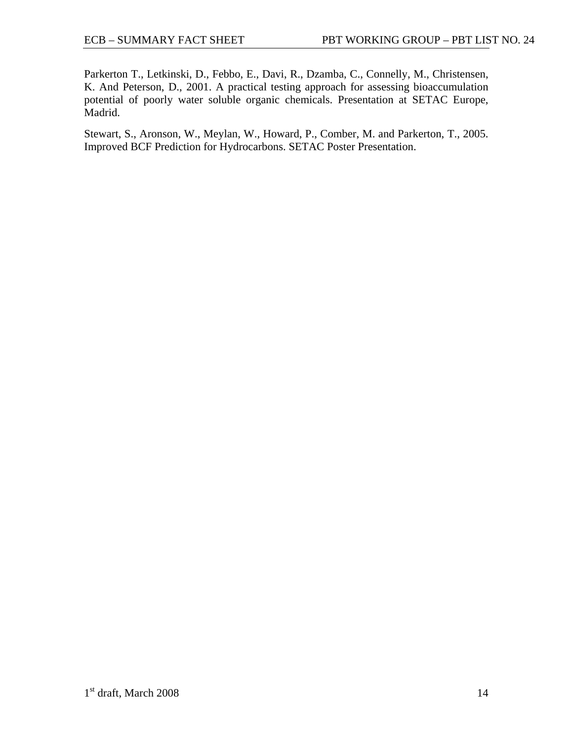Parkerton T., Letkinski, D., Febbo, E., Davi, R., Dzamba, C., Connelly, M., Christensen, K. And Peterson, D., 2001. A practical testing approach for assessing bioaccumulation potential of poorly water soluble organic chemicals. Presentation at SETAC Europe, Madrid.

Stewart, S., Aronson, W., Meylan, W., Howard, P., Comber, M. and Parkerton, T., 2005. Improved BCF Prediction for Hydrocarbons. SETAC Poster Presentation.